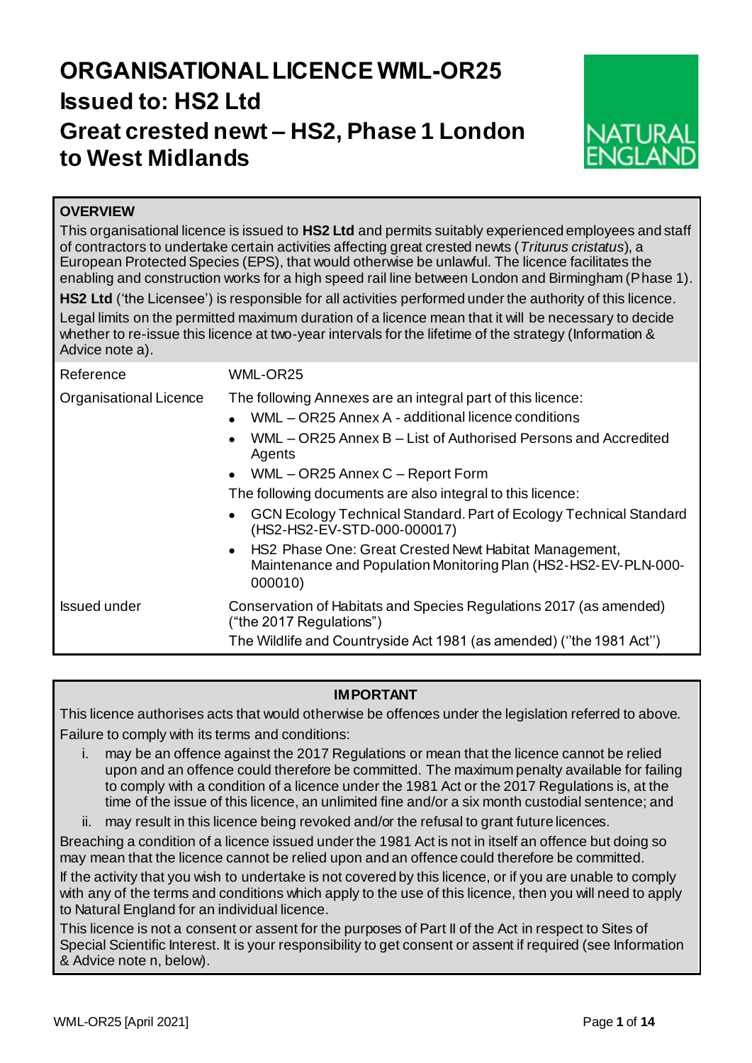# ORGANISATIONAL LICENCE WML-OR25

## Issued to: HS2 Ltd

## Great crested newt – HS2, Phase 1 London to West Midlands

**OVERVIEW**

This organisational licence is issued to **HS2 Ltd** and permits suitably experienced employees and staff of contractors to undertake certain activities affecting great crested newts (*Triturus cristatus*), a European Protected Species (EPS), that would otherwise be unlawful. The licence facilitates the enabling and construction works for a high speed rail line between London and Birmingham (Phase 1).

**HS2 Ltd** ('the Licensee') is responsible for all activities performed under the authority of this licence.

Legal limits on the permitted maximum duration of a licence mean that it will be necessary to decide whether to re-issue this licence at two-year intervals for the lifetime of the strategy (Information & Advice note a).

| | |
|---|---|
| Reference | WML-OR25 |
| Organisational Licence | The following Annexes are an integral part of this licence:<br>• WML – OR25 Annex A - additional licence conditions<br>• WML – OR25 Annex B – List of Authorised Persons and Accredited Agents<br>• WML – OR25 Annex C – Report Form<br>The following documents are also integral to this licence:<br>• GCN Ecology Technical Standard. Part of Ecology Technical Standard (HS2-HS2-EV-STD-000-000017)<br>• HS2 Phase One: Great Crested Newt Habitat Management, Maintenance and Population Monitoring Plan (HS2-HS2-EV-PLN-000-000010) |
| Issued under | Conservation of Habitats and Species Regulations 2017 (as amended) ("the 2017 Regulations")<br>The Wildlife and Countryside Act 1981 (as amended) ("the 1981 Act") |

**IMPORTANT**

This licence authorises acts that would otherwise be offences under the legislation referred to above.

Failure to comply with its terms and conditions:

i. may be an offence against the 2017 Regulations or mean that the licence cannot be relied upon and an offence could therefore be committed. The maximum penalty available for failing to comply with a condition of a licence under the 1981 Act or the 2017 Regulations is, at the time of the issue of this licence, an unlimited fine and/or a six month custodial sentence; and

ii. may result in this licence being revoked and/or the refusal to grant future licences.

Breaching a condition of a licence issued under the 1981 Act is not in itself an offence but doing so may mean that the licence cannot be relied upon and an offence could therefore be committed.

If the activity that you wish to undertake is not covered by this licence, or if you are unable to comply with any of the terms and conditions which apply to the use of this licence, then you will need to apply to Natural England for an individual licence.

This licence is not a consent or assent for the purposes of Part II of the Act in respect to Sites of Special Scientific Interest. It is your responsibility to get consent or assent if required (see Information & Advice note n, below).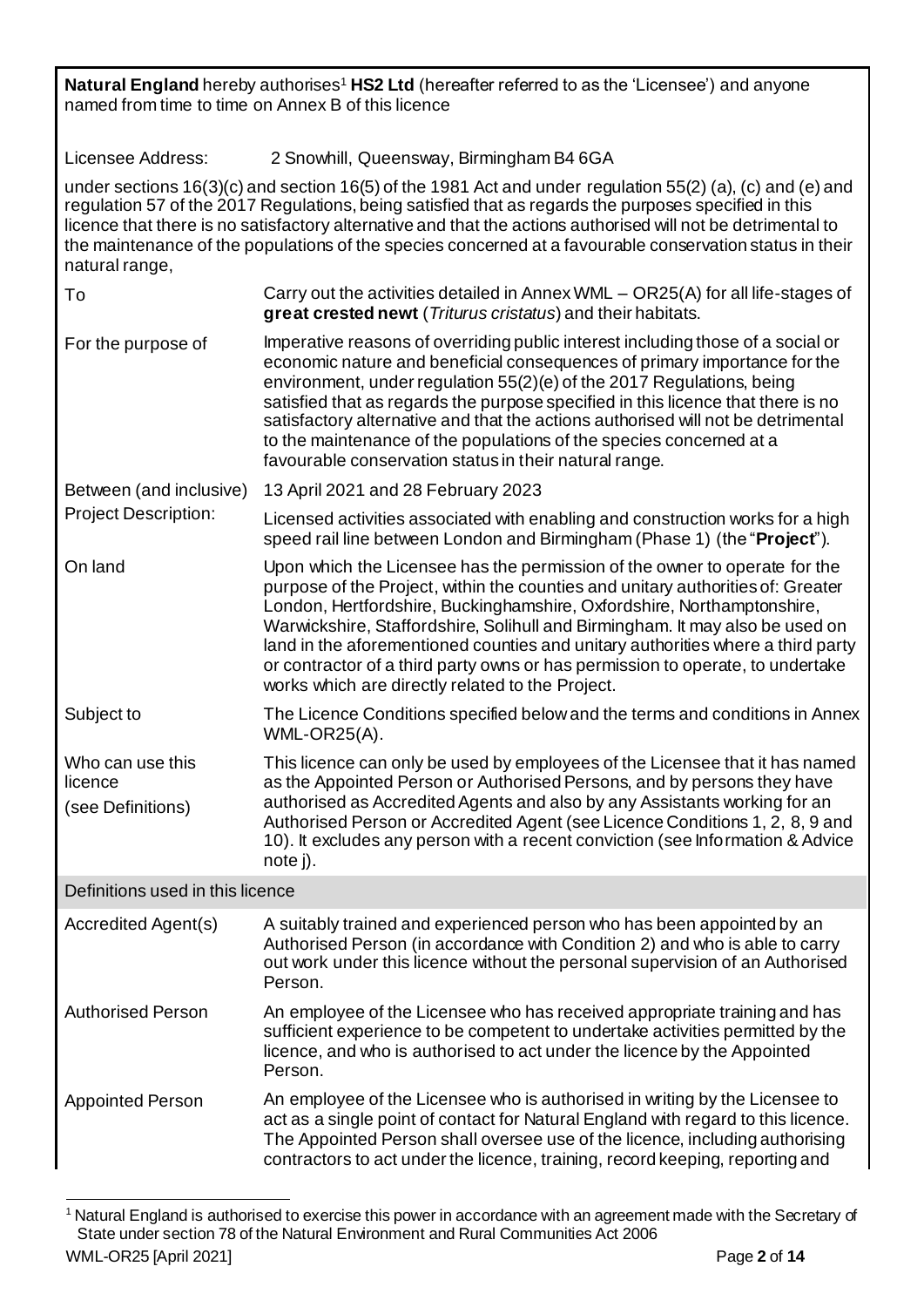**Natural England** hereby authorises[1] **HS2 Ltd** (hereafter referred to as the 'Licensee') and anyone named from time to time on Annex B of this licence

Licensee Address: 2 Snowhill, Queensway, Birmingham B4 6GA

under sections 16(3)(c) and section 16(5) of the 1981 Act and under regulation 55(2) (a), (c) and (e) and regulation 57 of the 2017 Regulations, being satisfied that as regards the purposes specified in this licence that there is no satisfactory alternative and that the actions authorised will not be detrimental to the maintenance of the populations of the species concerned at a favourable conservation status in their natural range,

| | |
|---|---|
| To | Carry out the activities detailed in Annex WML – OR25(A) for all life-stages of **great crested newt** (*Triturus cristatus*) and their habitats. |
| For the purpose of | Imperative reasons of overriding public interest including those of a social or economic nature and beneficial consequences of primary importance for the environment, under regulation 55(2)(e) of the 2017 Regulations, being satisfied that as regards the purpose specified in this licence that there is no satisfactory alternative and that the actions authorised will not be detrimental to the maintenance of the populations of the species concerned at a favourable conservation status in their natural range. |
| Between (and inclusive) | 13 April 2021 and 28 February 2023 |
| Project Description: | Licensed activities associated with enabling and construction works for a high speed rail line between London and Birmingham (Phase 1) (the "**Project**"). |
| On land | Upon which the Licensee has the permission of the owner to operate for the purpose of the Project, within the counties and unitary authorities of: Greater London, Hertfordshire, Buckinghamshire, Oxfordshire, Northamptonshire, Warwickshire, Staffordshire, Solihull and Birmingham. It may also be used on land in the aforementioned counties and unitary authorities where a third party or contractor of a third party owns or has permission to operate, to undertake works which are directly related to the Project. |
| Subject to | The Licence Conditions specified below and the terms and conditions in Annex WML-OR25(A). |
| Who can use this licence (see Definitions) | This licence can only be used by employees of the Licensee that it has named as the Appointed Person or Authorised Persons, and by persons they have authorised as Accredited Agents and also by any Assistants working for an Authorised Person or Accredited Agent (see Licence Conditions 1, 2, 8, 9 and 10). It excludes any person with a recent conviction (see Information & Advice note j). |

| Definitions used in this licence | |
|---|---|
| Accredited Agent(s) | A suitably trained and experienced person who has been appointed by an Authorised Person (in accordance with Condition 2) and who is able to carry out work under this licence without the personal supervision of an Authorised Person. |
| Authorised Person | An employee of the Licensee who has received appropriate training and has sufficient experience to be competent to undertake activities permitted by the licence, and who is authorised to act under the licence by the Appointed Person. |
| Appointed Person | An employee of the Licensee who is authorised in writing by the Licensee to act as a single point of contact for Natural England with regard to this licence. The Appointed Person shall oversee use of the licence, including authorising contractors to act under the licence, training, record keeping, reporting and |

[1] Natural England is authorised to exercise this power in accordance with an agreement made with the Secretary of State under section 78 of the Natural Environment and Rural Communities Act 2006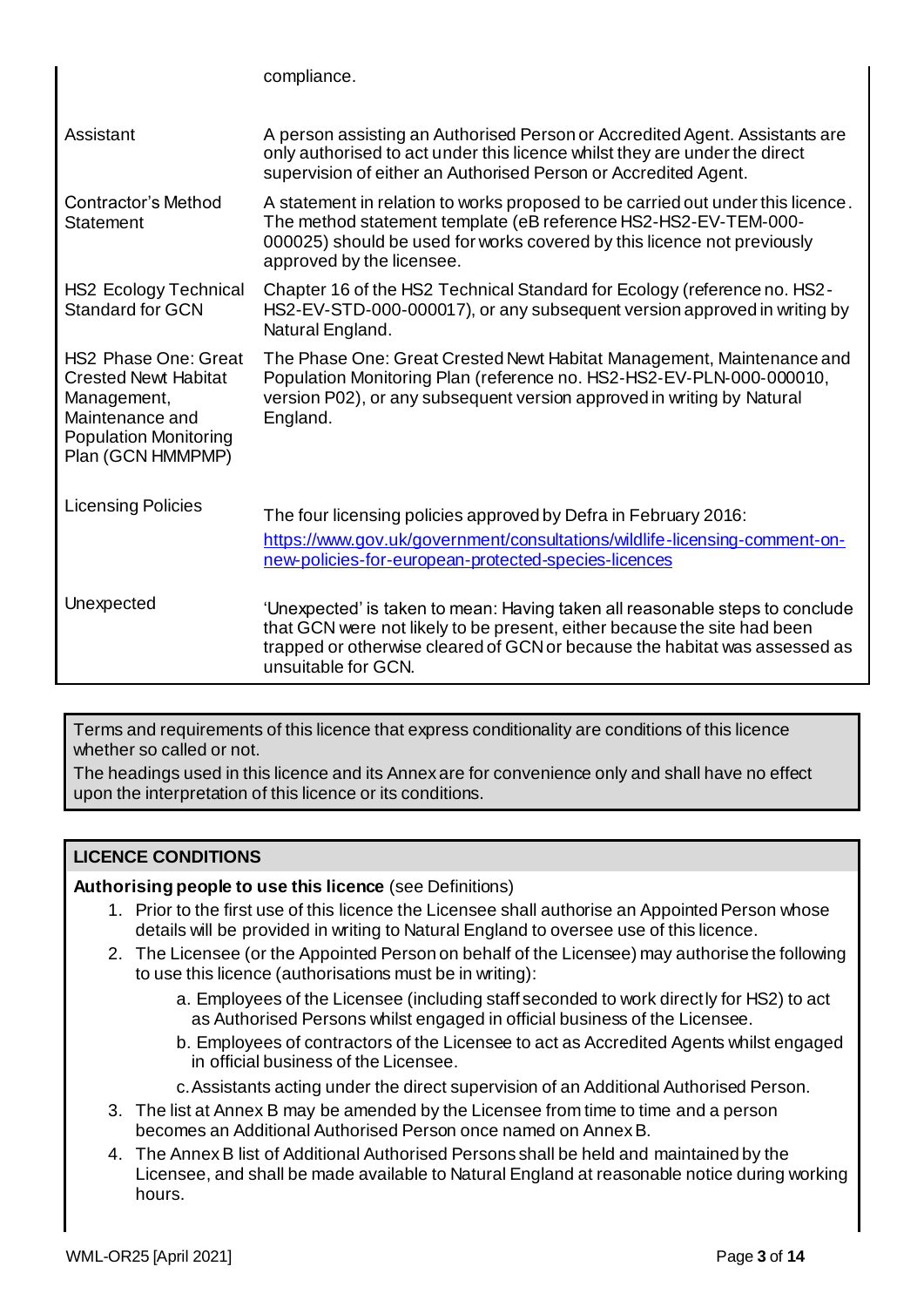| | |
|---|---|
| | compliance. |
| Assistant | A person assisting an Authorised Person or Accredited Agent. Assistants are only authorised to act under this licence whilst they are under the direct supervision of either an Authorised Person or Accredited Agent. |
| Contractor's Method Statement | A statement in relation to works proposed to be carried out under this licence. The method statement template (eB reference HS2-HS2-EV-TEM-000-000025) should be used for works covered by this licence not previously approved by the licensee. |
| HS2 Ecology Technical Standard for GCN | Chapter 16 of the HS2 Technical Standard for Ecology (reference no. HS2-HS2-EV-STD-000-000017), or any subsequent version approved in writing by Natural England. |
| HS2 Phase One: Great Crested Newt Habitat Management, Maintenance and Population Monitoring Plan (GCN HMMPMP) | The Phase One: Great Crested Newt Habitat Management, Maintenance and Population Monitoring Plan (reference no. HS2-HS2-EV-PLN-000-000010, version P02), or any subsequent version approved in writing by Natural England. |
| Licensing Policies | The four licensing policies approved by Defra in February 2016: [https://www.gov.uk/government/consultations/wildlife-licensing-comment-on-new-policies-for-european-protected-species-licences](https://www.gov.uk/government/consultations/wildlife-licensing-comment-on-new-policies-for-european-protected-species-licences) |
| Unexpected | 'Unexpected' is taken to mean: Having taken all reasonable steps to conclude that GCN were not likely to be present, either because the site had been trapped or otherwise cleared of GCN or because the habitat was assessed as unsuitable for GCN. |

Terms and requirements of this licence that express conditionality are conditions of this licence whether so called or not.

The headings used in this licence and its Annex are for convenience only and shall have no effect upon the interpretation of this licence or its conditions.

## LICENCE CONDITIONS

**Authorising people to use this licence** (see Definitions)

1. Prior to the first use of this licence the Licensee shall authorise an Appointed Person whose details will be provided in writing to Natural England to oversee use of this licence.
2. The Licensee (or the Appointed Person on behalf of the Licensee) may authorise the following to use this licence (authorisations must be in writing):
   a. Employees of the Licensee (including staff seconded to work directly for HS2) to act as Authorised Persons whilst engaged in official business of the Licensee.
   b. Employees of contractors of the Licensee to act as Accredited Agents whilst engaged in official business of the Licensee.
   c. Assistants acting under the direct supervision of an Additional Authorised Person.
3. The list at Annex B may be amended by the Licensee from time to time and a person becomes an Additional Authorised Person once named on Annex B.
4. The Annex B list of Additional Authorised Persons shall be held and maintained by the Licensee, and shall be made available to Natural England at reasonable notice during working hours.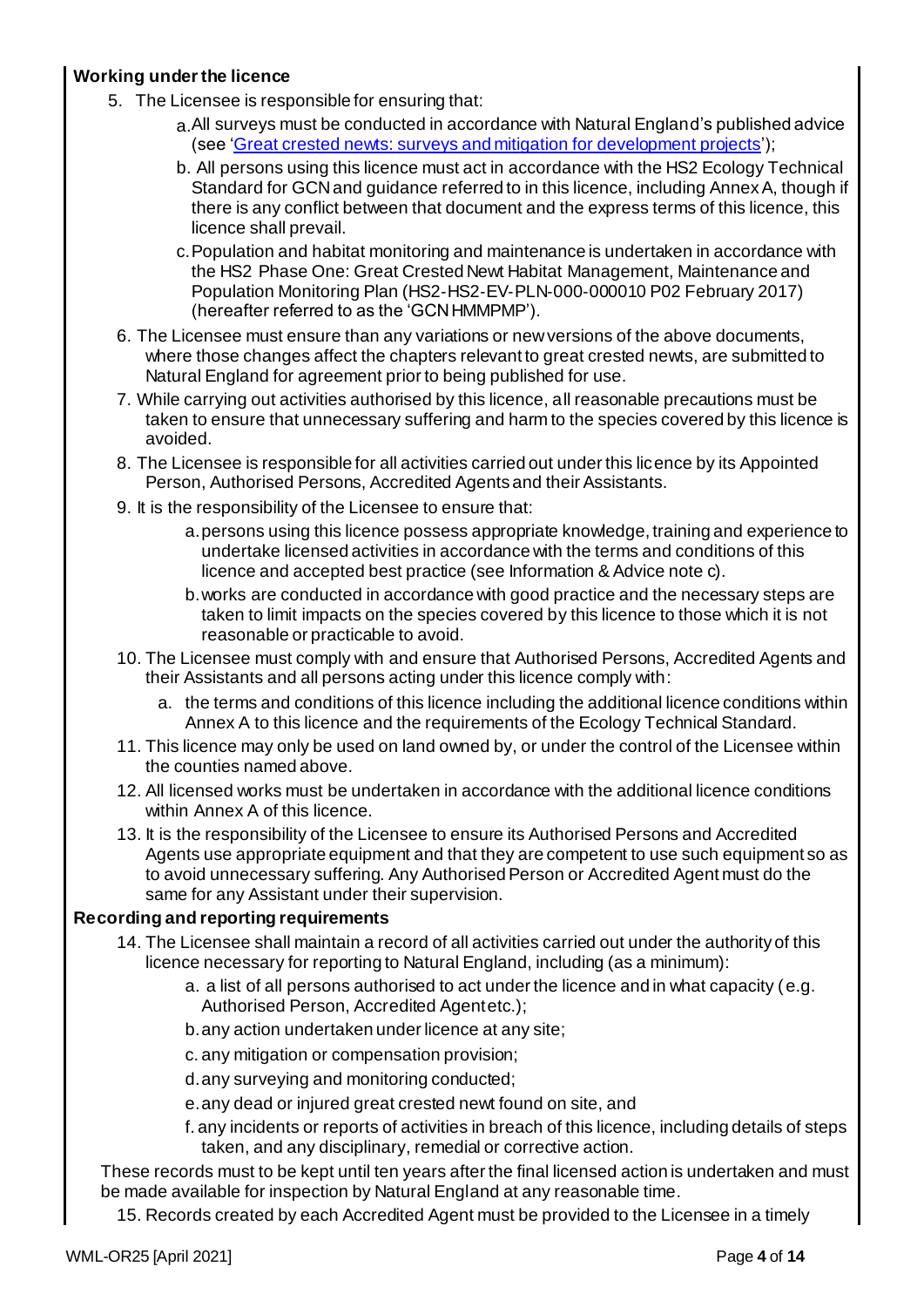**Working under the licence**

5. The Licensee is responsible for ensuring that:
   a. All surveys must be conducted in accordance with Natural England's published advice (see 'Great crested newts: surveys and mitigation for development projects');
   b. All persons using this licence must act in accordance with the HS2 Ecology Technical Standard for GCN and guidance referred to in this licence, including Annex A, though if there is any conflict between that document and the express terms of this licence, this licence shall prevail.
   c. Population and habitat monitoring and maintenance is undertaken in accordance with the HS2 Phase One: Great Crested Newt Habitat Management, Maintenance and Population Monitoring Plan (HS2-HS2-EV-PLN-000-000010 P02 February 2017) (hereafter referred to as the 'GCN HMMPMP').
6. The Licensee must ensure than any variations or new versions of the above documents, where those changes affect the chapters relevant to great crested newts, are submitted to Natural England for agreement prior to being published for use.
7. While carrying out activities authorised by this licence, all reasonable precautions must be taken to ensure that unnecessary suffering and harm to the species covered by this licence is avoided.
8. The Licensee is responsible for all activities carried out under this licence by its Appointed Person, Authorised Persons, Accredited Agents and their Assistants.
9. It is the responsibility of the Licensee to ensure that:
   a. persons using this licence possess appropriate knowledge, training and experience to undertake licensed activities in accordance with the terms and conditions of this licence and accepted best practice (see Information & Advice note c).
   b. works are conducted in accordance with good practice and the necessary steps are taken to limit impacts on the species covered by this licence to those which it is not reasonable or practicable to avoid.
10. The Licensee must comply with and ensure that Authorised Persons, Accredited Agents and their Assistants and all persons acting under this licence comply with:
    a. the terms and conditions of this licence including the additional licence conditions within Annex A to this licence and the requirements of the Ecology Technical Standard.
11. This licence may only be used on land owned by, or under the control of the Licensee within the counties named above.
12. All licensed works must be undertaken in accordance with the additional licence conditions within Annex A of this licence.
13. It is the responsibility of the Licensee to ensure its Authorised Persons and Accredited Agents use appropriate equipment and that they are competent to use such equipment so as to avoid unnecessary suffering. Any Authorised Person or Accredited Agent must do the same for any Assistant under their supervision.

**Recording and reporting requirements**

14. The Licensee shall maintain a record of all activities carried out under the authority of this licence necessary for reporting to Natural England, including (as a minimum):
    a. a list of all persons authorised to act under the licence and in what capacity (e.g. Authorised Person, Accredited Agent etc.);
    b. any action undertaken under licence at any site;
    c. any mitigation or compensation provision;
    d. any surveying and monitoring conducted;
    e. any dead or injured great crested newt found on site, and
    f. any incidents or reports of activities in breach of this licence, including details of steps taken, and any disciplinary, remedial or corrective action.

These records must to be kept until ten years after the final licensed action is undertaken and must be made available for inspection by Natural England at any reasonable time.

15. Records created by each Accredited Agent must be provided to the Licensee in a timely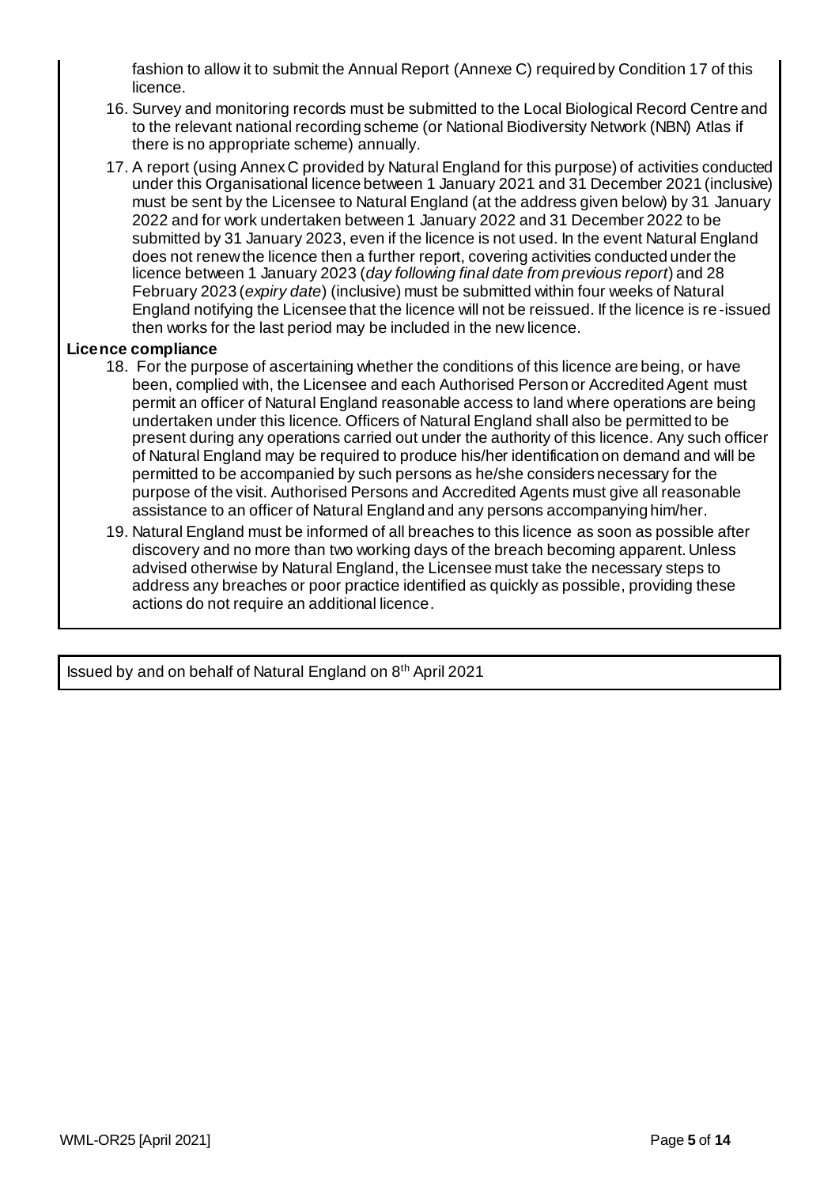fashion to allow it to submit the Annual Report (Annexe C) required by Condition 17 of this licence.

16. Survey and monitoring records must be submitted to the Local Biological Record Centre and to the relevant national recording scheme (or National Biodiversity Network (NBN) Atlas if there is no appropriate scheme) annually.
17. A report (using Annex C provided by Natural England for this purpose) of activities conducted under this Organisational licence between 1 January 2021 and 31 December 2021 (inclusive) must be sent by the Licensee to Natural England (at the address given below) by 31 January 2022 and for work undertaken between 1 January 2022 and 31 December 2022 to be submitted by 31 January 2023, even if the licence is not used. In the event Natural England does not renew the licence then a further report, covering activities conducted under the licence between 1 January 2023 (*day following final date from previous report*) and 28 February 2023 (*expiry date*) (inclusive) must be submitted within four weeks of Natural England notifying the Licensee that the licence will not be reissued. If the licence is re-issued then works for the last period may be included in the new licence.

**Licence compliance**

18. For the purpose of ascertaining whether the conditions of this licence are being, or have been, complied with, the Licensee and each Authorised Person or Accredited Agent must permit an officer of Natural England reasonable access to land where operations are being undertaken under this licence. Officers of Natural England shall also be permitted to be present during any operations carried out under the authority of this licence. Any such officer of Natural England may be required to produce his/her identification on demand and will be permitted to be accompanied by such persons as he/she considers necessary for the purpose of the visit. Authorised Persons and Accredited Agents must give all reasonable assistance to an officer of Natural England and any persons accompanying him/her.
19. Natural England must be informed of all breaches to this licence as soon as possible after discovery and no more than two working days of the breach becoming apparent. Unless advised otherwise by Natural England, the Licensee must take the necessary steps to address any breaches or poor practice identified as quickly as possible, providing these actions do not require an additional licence.

Issued by and on behalf of Natural England on 8th April 2021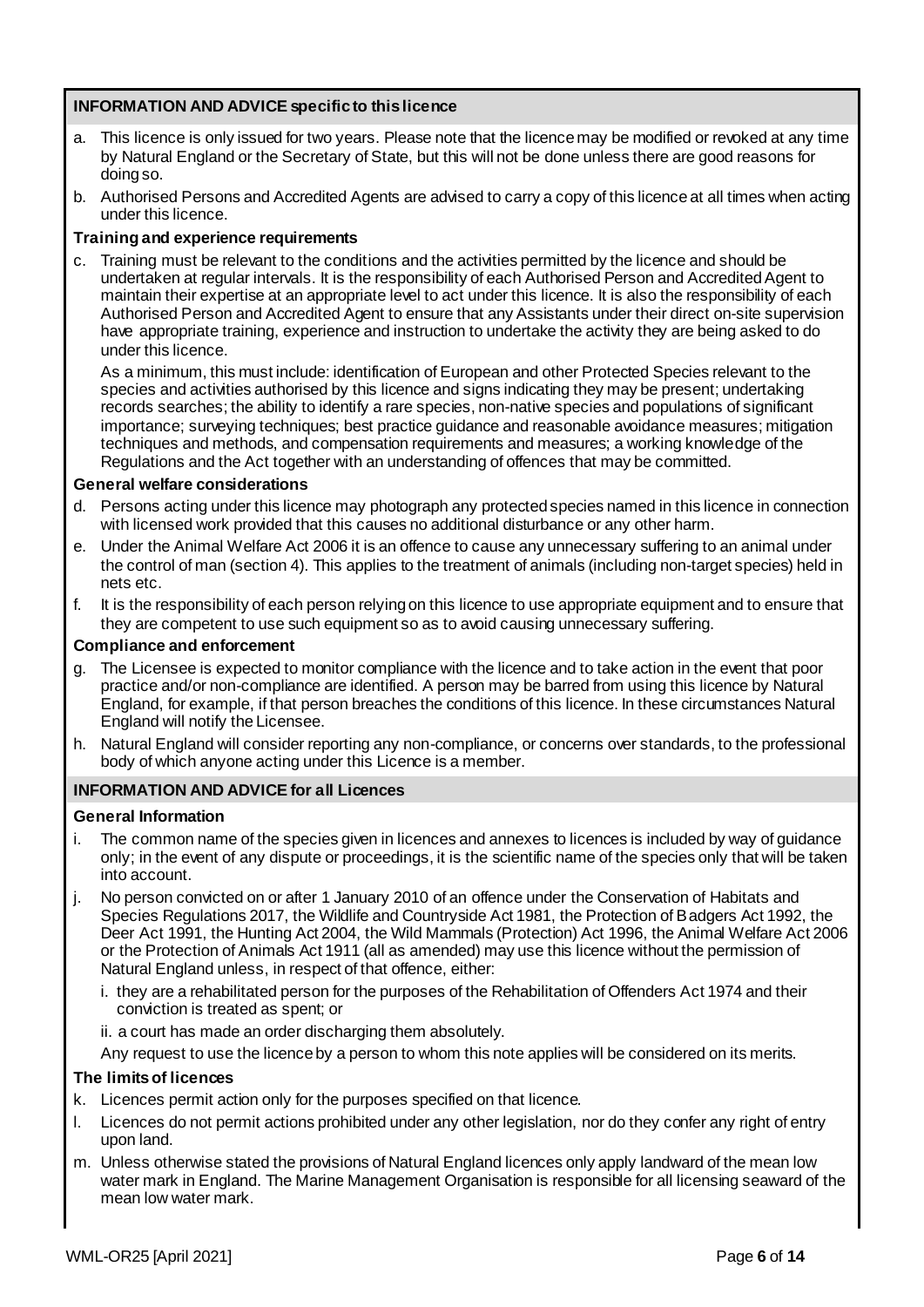## INFORMATION AND ADVICE specific to this licence

a. This licence is only issued for two years. Please note that the licence may be modified or revoked at any time by Natural England or the Secretary of State, but this will not be done unless there are good reasons for doing so.

b. Authorised Persons and Accredited Agents are advised to carry a copy of this licence at all times when acting under this licence.

### Training and experience requirements

c. Training must be relevant to the conditions and the activities permitted by the licence and should be undertaken at regular intervals. It is the responsibility of each Authorised Person and Accredited Agent to maintain their expertise at an appropriate level to act under this licence. It is also the responsibility of each Authorised Person and Accredited Agent to ensure that any Assistants under their direct on-site supervision have appropriate training, experience and instruction to undertake the activity they are being asked to do under this licence.

   As a minimum, this must include: identification of European and other Protected Species relevant to the species and activities authorised by this licence and signs indicating they may be present; undertaking records searches; the ability to identify a rare species, non-native species and populations of significant importance; surveying techniques; best practice guidance and reasonable avoidance measures; mitigation techniques and methods, and compensation requirements and measures; a working knowledge of the Regulations and the Act together with an understanding of offences that may be committed.

### General welfare considerations

d. Persons acting under this licence may photograph any protected species named in this licence in connection with licensed work provided that this causes no additional disturbance or any other harm.

e. Under the Animal Welfare Act 2006 it is an offence to cause any unnecessary suffering to an animal under the control of man (section 4). This applies to the treatment of animals (including non-target species) held in nets etc.

f. It is the responsibility of each person relying on this licence to use appropriate equipment and to ensure that they are competent to use such equipment so as to avoid causing unnecessary suffering.

### Compliance and enforcement

g. The Licensee is expected to monitor compliance with the licence and to take action in the event that poor practice and/or non-compliance are identified. A person may be barred from using this licence by Natural England, for example, if that person breaches the conditions of this licence. In these circumstances Natural England will notify the Licensee.

h. Natural England will consider reporting any non-compliance, or concerns over standards, to the professional body of which anyone acting under this Licence is a member.

## INFORMATION AND ADVICE for all Licences

### General Information

i. The common name of the species given in licences and annexes to licences is included by way of guidance only; in the event of any dispute or proceedings, it is the scientific name of the species only that will be taken into account.

j. No person convicted on or after 1 January 2010 of an offence under the Conservation of Habitats and Species Regulations 2017, the Wildlife and Countryside Act 1981, the Protection of Badgers Act 1992, the Deer Act 1991, the Hunting Act 2004, the Wild Mammals (Protection) Act 1996, the Animal Welfare Act 2006 or the Protection of Animals Act 1911 (all as amended) may use this licence without the permission of Natural England unless, in respect of that offence, either:

   i. they are a rehabilitated person for the purposes of the Rehabilitation of Offenders Act 1974 and their conviction is treated as spent; or

   ii. a court has made an order discharging them absolutely.

   Any request to use the licence by a person to whom this note applies will be considered on its merits.

### The limits of licences

k. Licences permit action only for the purposes specified on that licence.

l. Licences do not permit actions prohibited under any other legislation, nor do they confer any right of entry upon land.

m. Unless otherwise stated the provisions of Natural England licences only apply landward of the mean low water mark in England. The Marine Management Organisation is responsible for all licensing seaward of the mean low water mark.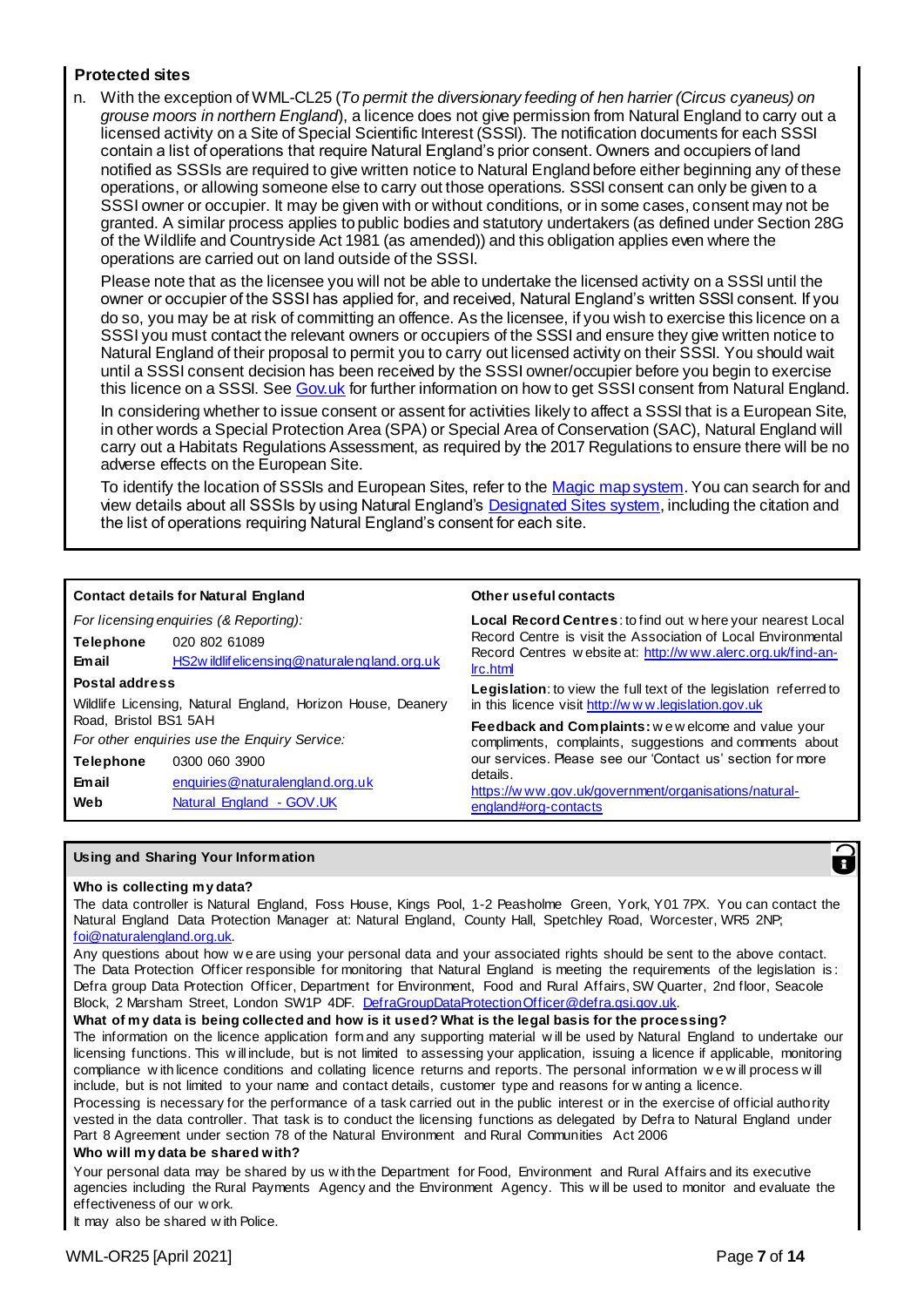### Protected sites

n. With the exception of WML-CL25 (*To permit the diversionary feeding of hen harrier (Circus cyaneus) on grouse moors in northern England*), a licence does not give permission from Natural England to carry out a licensed activity on a Site of Special Scientific Interest (SSSI). The notification documents for each SSSI contain a list of operations that require Natural England's prior consent. Owners and occupiers of land notified as SSSIs are required to give written notice to Natural England before either beginning any of these operations, or allowing someone else to carry out those operations. SSSI consent can only be given to a SSSI owner or occupier. It may be given with or without conditions, or in some cases, consent may not be granted. A similar process applies to public bodies and statutory undertakers (as defined under Section 28G of the Wildlife and Countryside Act 1981 (as amended)) and this obligation applies even where the operations are carried out on land outside of the SSSI.

Please note that as the licensee you will not be able to undertake the licensed activity on a SSSI until the owner or occupier of the SSSI has applied for, and received, Natural England's written SSSI consent. If you do so, you may be at risk of committing an offence. As the licensee, if you wish to exercise this licence on a SSSI you must contact the relevant owners or occupiers of the SSSI and ensure they give written notice to Natural England of their proposal to permit you to carry out licensed activity on their SSSI. You should wait until a SSSI consent decision has been received by the SSSI owner/occupier before you begin to exercise this licence on a SSSI. See Gov.uk for further information on how to get SSSI consent from Natural England.

In considering whether to issue consent or assent for activities likely to affect a SSSI that is a European Site, in other words a Special Protection Area (SPA) or Special Area of Conservation (SAC), Natural England will carry out a Habitats Regulations Assessment, as required by the 2017 Regulations to ensure there will be no adverse effects on the European Site.

To identify the location of SSSIs and European Sites, refer to the Magic map system. You can search for and view details about all SSSIs by using Natural England's Designated Sites system, including the citation and the list of operations requiring Natural England's consent for each site.

**Contact details for Natural England**

*For licensing enquiries (& Reporting):*

**Telephone** 020 802 61089

**Email** HS2wildlifelicensing@naturalengland.org.uk

**Postal address**

Wildlife Licensing, Natural England, Horizon House, Deanery Road, Bristol BS1 5AH

*For other enquiries use the Enquiry Service:*

**Telephone** 0300 060 3900

**Email** enquiries@naturalengland.org.uk

**Web** Natural England - GOV.UK

**Other useful contacts**

**Local Record Centres**: to find out where your nearest Local Record Centre is visit the Association of Local Environmental Record Centres website at: http://www.alerc.org.uk/find-an-lrc.html

**Legislation**: to view the full text of the legislation referred to in this licence visit http://www.legislation.gov.uk

**Feedback and Complaints:** we welcome and value your compliments, complaints, suggestions and comments about our services. Please see our 'Contact us' section for more details.
https://www.gov.uk/government/organisations/natural-england#org-contacts

**Using and Sharing Your Information**

**Who is collecting my data?**

The data controller is Natural England, Foss House, Kings Pool, 1-2 Peasholme Green, York, Y01 7PX. You can contact the Natural England Data Protection Manager at: Natural England, County Hall, Spetchley Road, Worcester, WR5 2NP; foi@naturalengland.org.uk.

Any questions about how we are using your personal data and your associated rights should be sent to the above contact. The Data Protection Officer responsible for monitoring that Natural England is meeting the requirements of the legislation is: Defra group Data Protection Officer, Department for Environment, Food and Rural Affairs, SW Quarter, 2nd floor, Seacole Block, 2 Marsham Street, London SW1P 4DF. DefraGroupDataProtectionOfficer@defra.gsi.gov.uk.

**What of my data is being collected and how is it used? What is the legal basis for the processing?**

The information on the licence application form and any supporting material will be used by Natural England to undertake our licensing functions. This will include, but is not limited to assessing your application, issuing a licence if applicable, monitoring compliance with licence conditions and collating licence returns and reports. The personal information we will process will include, but is not limited to your name and contact details, customer type and reasons for wanting a licence.

Processing is necessary for the performance of a task carried out in the public interest or in the exercise of official authority vested in the data controller. That task is to conduct the licensing functions as delegated by Defra to Natural England under Part 8 Agreement under section 78 of the Natural Environment and Rural Communities Act 2006

**Who will my data be shared with?**

Your personal data may be shared by us with the Department for Food, Environment and Rural Affairs and its executive agencies including the Rural Payments Agency and the Environment Agency. This will be used to monitor and evaluate the effectiveness of our work.

It may also be shared with Police.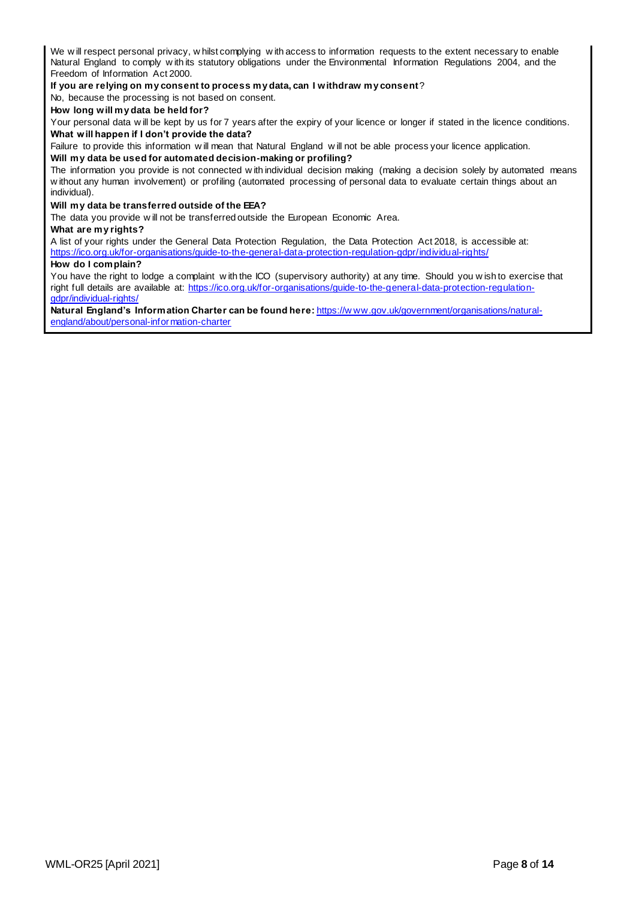We will respect personal privacy, whilst complying with access to information requests to the extent necessary to enable Natural England to comply with its statutory obligations under the Environmental Information Regulations 2004, and the Freedom of Information Act 2000.

**If you are relying on my consent to process my data, can I withdraw my consent**?

No, because the processing is not based on consent.

**How long will my data be held for?**

Your personal data will be kept by us for 7 years after the expiry of your licence or longer if stated in the licence conditions.

**What will happen if I don't provide the data?**

Failure to provide this information will mean that Natural England will not be able process your licence application.

**Will my data be used for automated decision-making or profiling?**

The information you provide is not connected with individual decision making (making a decision solely by automated means without any human involvement) or profiling (automated processing of personal data to evaluate certain things about an individual).

**Will my data be transferred outside of the EEA?**

The data you provide will not be transferred outside the European Economic Area.

**What are my rights?**

A list of your rights under the General Data Protection Regulation, the Data Protection Act 2018, is accessible at: https://ico.org.uk/for-organisations/guide-to-the-general-data-protection-regulation-gdpr/individual-rights/

**How do I complain?**

You have the right to lodge a complaint with the ICO (supervisory authority) at any time. Should you wish to exercise that right full details are available at: https://ico.org.uk/for-organisations/guide-to-the-general-data-protection-regulation-gdpr/individual-rights/

**Natural England's Information Charter can be found here:** https://www.gov.uk/government/organisations/natural-england/about/personal-information-charter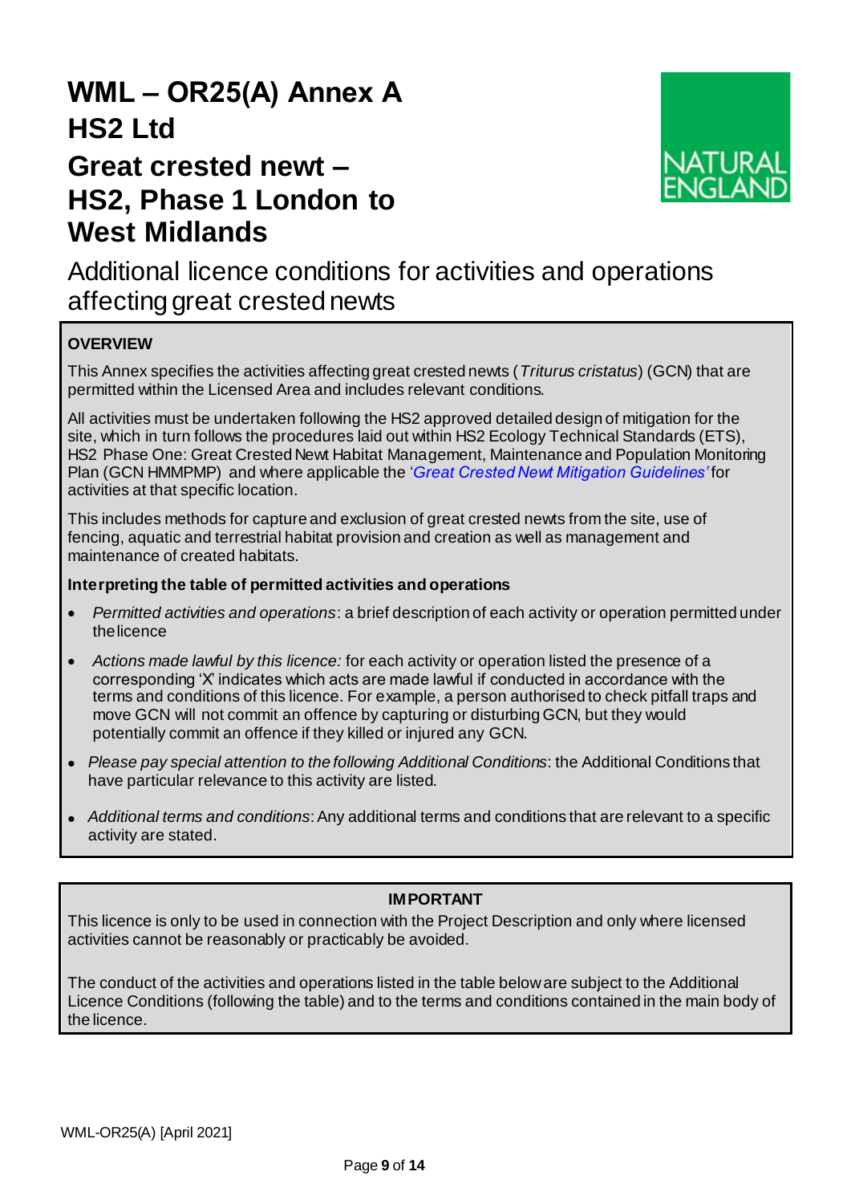# WML – OR25(A) Annex A HS2 Ltd

# Great crested newt – HS2, Phase 1 London to West Midlands

## Additional licence conditions for activities and operations affecting great crested newts

**OVERVIEW**

This Annex specifies the activities affecting great crested newts (*Triturus cristatus*) (GCN) that are permitted within the Licensed Area and includes relevant conditions.

All activities must be undertaken following the HS2 approved detailed design of mitigation for the site, which in turn follows the procedures laid out within HS2 Ecology Technical Standards (ETS), HS2 Phase One: Great Crested Newt Habitat Management, Maintenance and Population Monitoring Plan (GCN HMMPMP) and where applicable the *'Great Crested Newt Mitigation Guidelines'* for activities at that specific location.

This includes methods for capture and exclusion of great crested newts from the site, use of fencing, aquatic and terrestrial habitat provision and creation as well as management and maintenance of created habitats.

**Interpreting the table of permitted activities and operations**

- *Permitted activities and operations*: a brief description of each activity or operation permitted under the licence
- *Actions made lawful by this licence:* for each activity or operation listed the presence of a corresponding 'X' indicates which acts are made lawful if conducted in accordance with the terms and conditions of this licence. For example, a person authorised to check pitfall traps and move GCN will not commit an offence by capturing or disturbing GCN, but they would potentially commit an offence if they killed or injured any GCN.
- *Please pay special attention to the following Additional Conditions*: the Additional Conditions that have particular relevance to this activity are listed.
- *Additional terms and conditions*: Any additional terms and conditions that are relevant to a specific activity are stated.

**IMPORTANT**

This licence is only to be used in connection with the Project Description and only where licensed activities cannot be reasonably or practicably be avoided.

The conduct of the activities and operations listed in the table below are subject to the Additional Licence Conditions (following the table) and to the terms and conditions contained in the main body of the licence.

WML-OR25(A) [April 2021]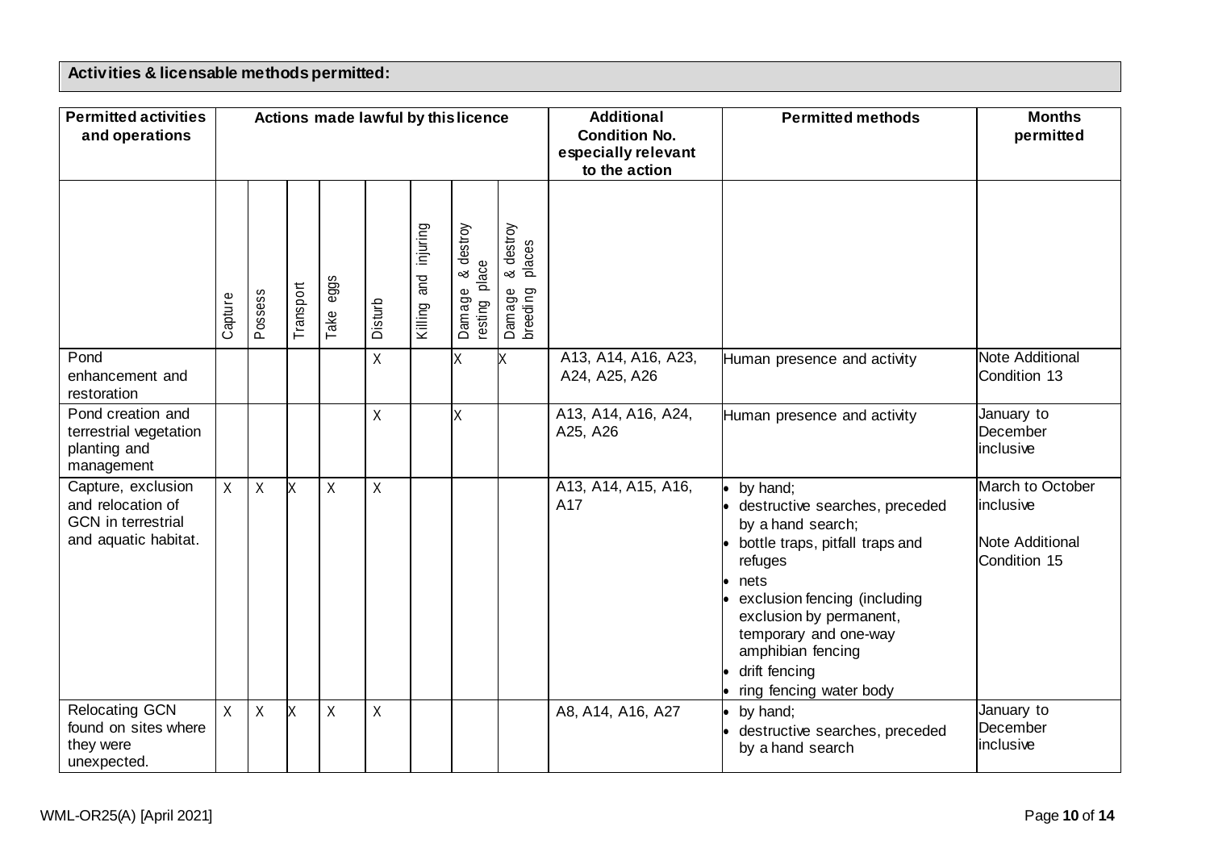**Activities & licensable methods permitted:**

| Permitted activities and operations | Actions made lawful by this licence | | | | | | | | Additional Condition No. especially relevant to the action | Permitted methods | Months permitted |
|---|---|---|---|---|---|---|---|---|---|---|---|
| | Capture | Possess | Transport | Take eggs | Disturb | Killing and injuring | Damage & destroy resting place | Damage & destroy breeding places | | | |
| Pond enhancement and restoration | | | | | X | | X | X | A13, A14, A16, A23, A24, A25, A26 | Human presence and activity | Note Additional Condition 13 |
| Pond creation and terrestrial vegetation planting and management | | | | | X | | X | | A13, A14, A16, A24, A25, A26 | Human presence and activity | January to December inclusive |
| Capture, exclusion and relocation of GCN in terrestrial and aquatic habitat. | X | X | X | X | X | | | | A13, A14, A15, A16, A17 | • by hand;<br>• destructive searches, preceded by a hand search;<br>• bottle traps, pitfall traps and refuges<br>• nets<br>• exclusion fencing (including exclusion by permanent, temporary and one-way amphibian fencing<br>• drift fencing<br>• ring fencing water body | March to October inclusive<br><br>Note Additional Condition 15 |
| Relocating GCN found on sites where they were unexpected. | X | X | X | X | X | | | | A8, A14, A16, A27 | • by hand;<br>• destructive searches, preceded by a hand search | January to December inclusive |

WML-OR25(A) [April 2021]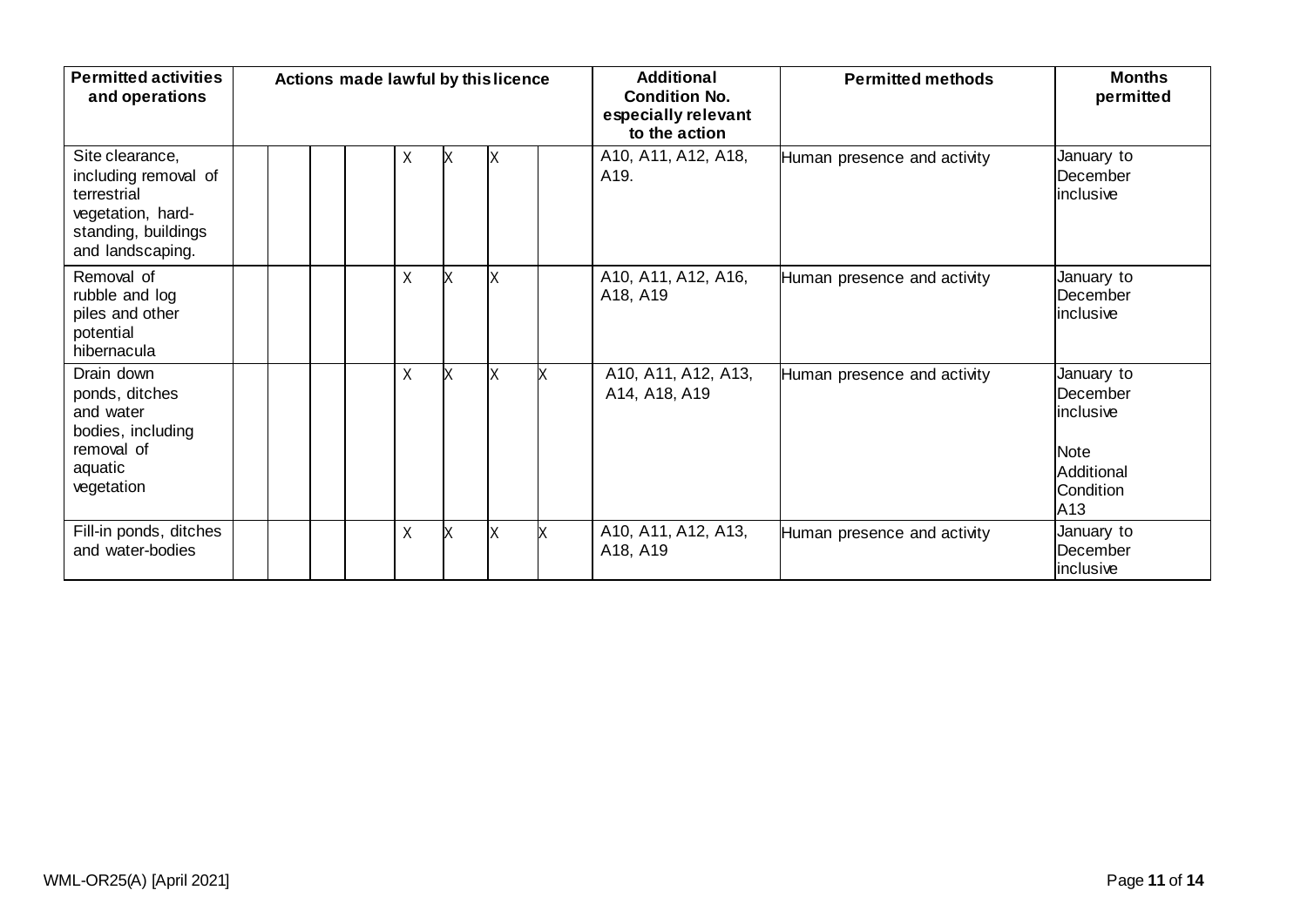| Permitted activities and operations | Actions made lawful by this licence | | | | | | | | Additional Condition No. especially relevant to the action | Permitted methods | Months permitted |
|---|---|---|---|---|---|---|---|---|---|---|---|
| Site clearance, including removal of terrestrial vegetation, hard-standing, buildings and landscaping. | | | | | X | X | X | | A10, A11, A12, A18, A19. | Human presence and activity | January to December inclusive |
| Removal of rubble and log piles and other potential hibernacula | | | | | X | X | X | | A10, A11, A12, A16, A18, A19 | Human presence and activity | January to December inclusive |
| Drain down ponds, ditches and water bodies, including removal of aquatic vegetation | | | | | X | X | X | X | A10, A11, A12, A13, A14, A18, A19 | Human presence and activity | January to December inclusive<br><br>Note Additional Condition A13 |
| Fill-in ponds, ditches and water-bodies | | | | | X | X | X | X | A10, A11, A12, A13, A18, A19 | Human presence and activity | January to December inclusive |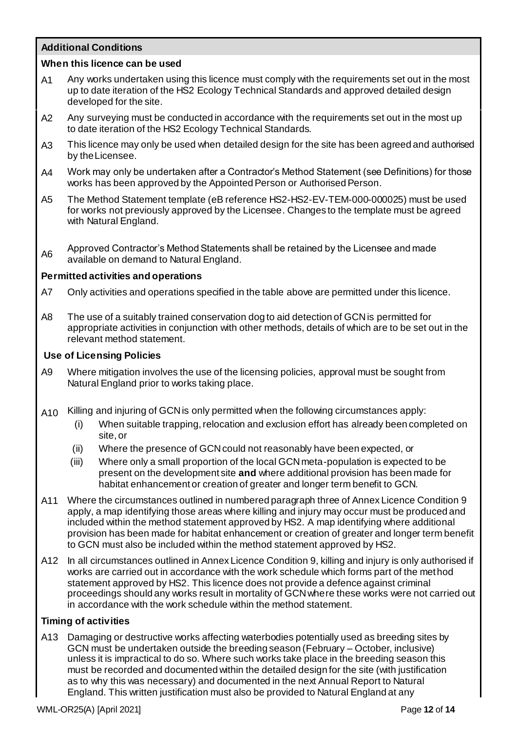**Additional Conditions**

**When this licence can be used**

A1 Any works undertaken using this licence must comply with the requirements set out in the most up to date iteration of the HS2 Ecology Technical Standards and approved detailed design developed for the site.

A2 Any surveying must be conducted in accordance with the requirements set out in the most up to date iteration of the HS2 Ecology Technical Standards.

A3 This licence may only be used when detailed design for the site has been agreed and authorised by the Licensee.

A4 Work may only be undertaken after a Contractor's Method Statement (see Definitions) for those works has been approved by the Appointed Person or Authorised Person.

A5 The Method Statement template (eB reference HS2-HS2-EV-TEM-000-000025) must be used for works not previously approved by the Licensee. Changes to the template must be agreed with Natural England.

A6 Approved Contractor's Method Statements shall be retained by the Licensee and made available on demand to Natural England.

**Permitted activities and operations**

A7 Only activities and operations specified in the table above are permitted under this licence.

A8 The use of a suitably trained conservation dog to aid detection of GCN is permitted for appropriate activities in conjunction with other methods, details of which are to be set out in the relevant method statement.

**Use of Licensing Policies**

A9 Where mitigation involves the use of the licensing policies, approval must be sought from Natural England prior to works taking place.

A10 Killing and injuring of GCN is only permitted when the following circumstances apply:

- (i) When suitable trapping, relocation and exclusion effort has already been completed on site, or
- (ii) Where the presence of GCN could not reasonably have been expected, or
- (iii) Where only a small proportion of the local GCN meta-population is expected to be present on the development site **and** where additional provision has been made for habitat enhancement or creation of greater and longer term benefit to GCN.

A11 Where the circumstances outlined in numbered paragraph three of Annex Licence Condition 9 apply, a map identifying those areas where killing and injury may occur must be produced and included within the method statement approved by HS2. A map identifying where additional provision has been made for habitat enhancement or creation of greater and longer term benefit to GCN must also be included within the method statement approved by HS2.

A12 In all circumstances outlined in Annex Licence Condition 9, killing and injury is only authorised if works are carried out in accordance with the work schedule which forms part of the method statement approved by HS2. This licence does not provide a defence against criminal proceedings should any works result in mortality of GCN where these works were not carried out in accordance with the work schedule within the method statement.

**Timing of activities**

A13 Damaging or destructive works affecting waterbodies potentially used as breeding sites by GCN must be undertaken outside the breeding season (February – October, inclusive) unless it is impractical to do so. Where such works take place in the breeding season this must be recorded and documented within the detailed design for the site (with justification as to why this was necessary) and documented in the next Annual Report to Natural England. This written justification must also be provided to Natural England at any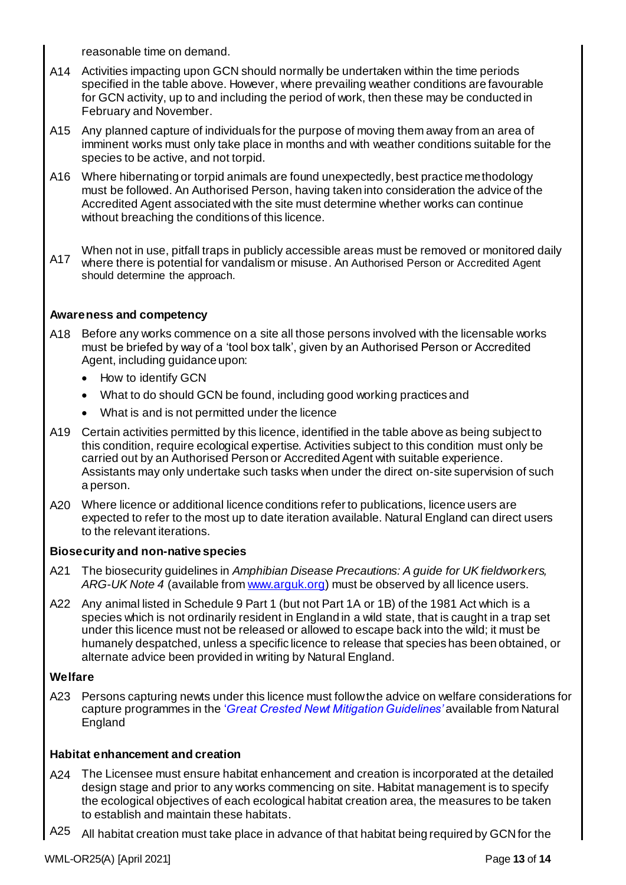reasonable time on demand.

A14 Activities impacting upon GCN should normally be undertaken within the time periods specified in the table above. However, where prevailing weather conditions are favourable for GCN activity, up to and including the period of work, then these may be conducted in February and November.

A15 Any planned capture of individuals for the purpose of moving them away from an area of imminent works must only take place in months and with weather conditions suitable for the species to be active, and not torpid.

A16 Where hibernating or torpid animals are found unexpectedly, best practice methodology must be followed. An Authorised Person, having taken into consideration the advice of the Accredited Agent associated with the site must determine whether works can continue without breaching the conditions of this licence.

A17 When not in use, pitfall traps in publicly accessible areas must be removed or monitored daily where there is potential for vandalism or misuse. An Authorised Person or Accredited Agent should determine the approach.

**Awareness and competency**

A18 Before any works commence on a site all those persons involved with the licensable works must be briefed by way of a 'tool box talk', given by an Authorised Person or Accredited Agent, including guidance upon:

- How to identify GCN
- What to do should GCN be found, including good working practices and
- What is and is not permitted under the licence

A19 Certain activities permitted by this licence, identified in the table above as being subject to this condition, require ecological expertise. Activities subject to this condition must only be carried out by an Authorised Person or Accredited Agent with suitable experience. Assistants may only undertake such tasks when under the direct on-site supervision of such a person.

A20 Where licence or additional licence conditions refer to publications, licence users are expected to refer to the most up to date iteration available. Natural England can direct users to the relevant iterations.

**Biosecurity and non-native species**

A21 The biosecurity guidelines in *Amphibian Disease Precautions: A guide for UK fieldworkers, ARG-UK Note 4* (available from www.arguk.org) must be observed by all licence users.

A22 Any animal listed in Schedule 9 Part 1 (but not Part 1A or 1B) of the 1981 Act which is a species which is not ordinarily resident in England in a wild state, that is caught in a trap set under this licence must not be released or allowed to escape back into the wild; it must be humanely despatched, unless a specific licence to release that species has been obtained, or alternate advice been provided in writing by Natural England.

**Welfare**

A23 Persons capturing newts under this licence must follow the advice on welfare considerations for capture programmes in the '*Great Crested Newt Mitigation Guidelines'* available from Natural England

**Habitat enhancement and creation**

A24 The Licensee must ensure habitat enhancement and creation is incorporated at the detailed design stage and prior to any works commencing on site. Habitat management is to specify the ecological objectives of each ecological habitat creation area, the measures to be taken to establish and maintain these habitats.

A25 All habitat creation must take place in advance of that habitat being required by GCN for the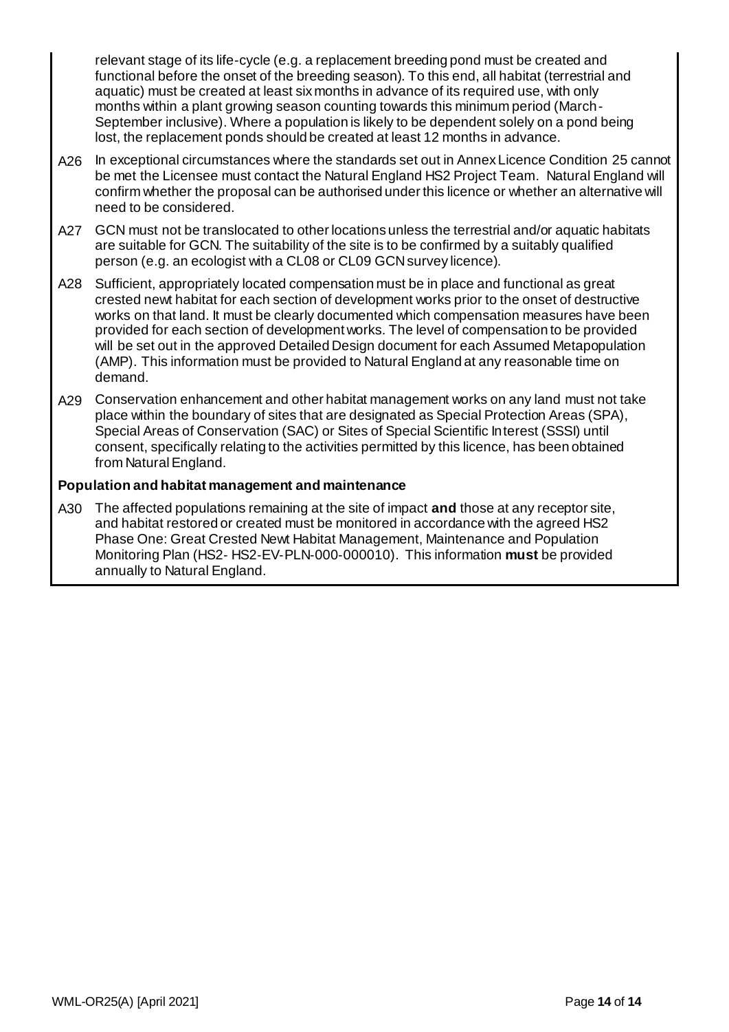relevant stage of its life-cycle (e.g. a replacement breeding pond must be created and functional before the onset of the breeding season). To this end, all habitat (terrestrial and aquatic) must be created at least six months in advance of its required use, with only months within a plant growing season counting towards this minimum period (March-September inclusive). Where a population is likely to be dependent solely on a pond being lost, the replacement ponds should be created at least 12 months in advance.

A26 In exceptional circumstances where the standards set out in Annex Licence Condition 25 cannot be met the Licensee must contact the Natural England HS2 Project Team. Natural England will confirm whether the proposal can be authorised under this licence or whether an alternative will need to be considered.

A27 GCN must not be translocated to other locations unless the terrestrial and/or aquatic habitats are suitable for GCN. The suitability of the site is to be confirmed by a suitably qualified person (e.g. an ecologist with a CL08 or CL09 GCN survey licence).

A28 Sufficient, appropriately located compensation must be in place and functional as great crested newt habitat for each section of development works prior to the onset of destructive works on that land. It must be clearly documented which compensation measures have been provided for each section of development works. The level of compensation to be provided will be set out in the approved Detailed Design document for each Assumed Metapopulation (AMP). This information must be provided to Natural England at any reasonable time on demand.

A29 Conservation enhancement and other habitat management works on any land must not take place within the boundary of sites that are designated as Special Protection Areas (SPA), Special Areas of Conservation (SAC) or Sites of Special Scientific Interest (SSSI) until consent, specifically relating to the activities permitted by this licence, has been obtained from Natural England.

**Population and habitat management and maintenance**

A30 The affected populations remaining at the site of impact **and** those at any receptor site, and habitat restored or created must be monitored in accordance with the agreed HS2 Phase One: Great Crested Newt Habitat Management, Maintenance and Population Monitoring Plan (HS2- HS2-EV-PLN-000-000010). This information **must** be provided annually to Natural England.